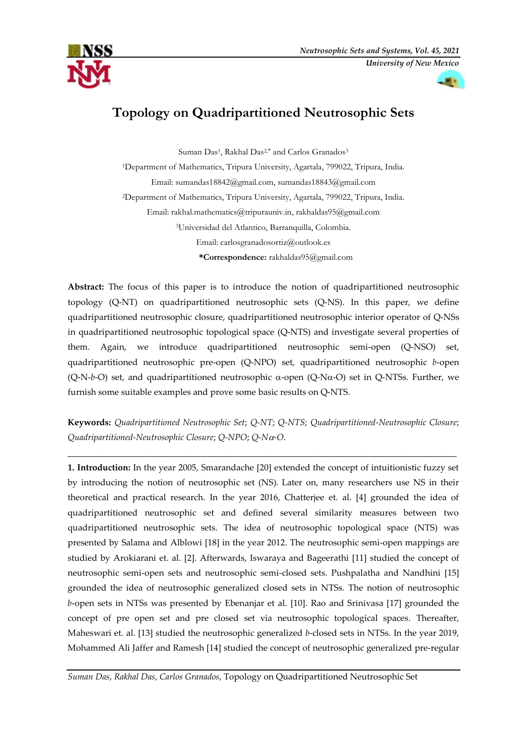# Topology on Quadripartitioned Neutrosophic Sets

Suman Das[1], Rakhal Das[2,*] and Carlos Granados[3]

[1]Department of Mathematics, Tripura University, Agartala, 799022, Tripura, India.

Email: sumandas18842@gmail.com, sumandas18843@gmail.com

[2]Department of Mathematics, Tripura University, Agartala, 799022, Tripura, India.

Email: rakhal.mathematics@tripurauniv.in, rakhaldas95@gmail.com

[3]Universidad del Atlantico, Barranquilla, Colombia.

Email: carlosgranadosortiz@outlook.es

**\*Correspondence:** rakhaldas95@gmail.com

**Abstract:** The focus of this paper is to introduce the notion of quadripartitioned neutrosophic topology (Q-NT) on quadripartitioned neutrosophic sets (Q-NS). In this paper, we define quadripartitioned neutrosophic closure, quadripartitioned neutrosophic interior operator of Q-NSs in quadripartitioned neutrosophic topological space (Q-NTS) and investigate several properties of them. Again, we introduce quadripartitioned neutrosophic semi-open (Q-NSO) set, quadripartitioned neutrosophic pre-open (Q-NPO) set, quadripartitioned neutrosophic *b*-open (Q-N-*b*-O) set, and quadripartitioned neutrosophic $\alpha$-open (Q-N$\alpha$-O) set in Q-NTSs. Further, we furnish some suitable examples and prove some basic results on Q-NTS.

**Keywords:** *Quadripartitioned Neutrosophic Set*; *Q-NT*; *Q-NTS*; *Quadripartitioned-Neutrosophic Closure*; *Quadripartitioned-Neutrosophic Closure*; *Q-NPO*; *Q-N$\alpha$-O*.

---

**1. Introduction:** In the year 2005, Smarandache [20] extended the concept of intuitionistic fuzzy set by introducing the notion of neutrosophic set (NS). Later on, many researchers use NS in their theoretical and practical research. In the year 2016, Chatterjee et. al. [4] grounded the idea of quadripartitioned neutrosophic set and defined several similarity measures between two quadripartitioned neutrosophic sets. The idea of neutrosophic topological space (NTS) was presented by Salama and Alblowi [18] in the year 2012. The neutrosophic semi-open mappings are studied by Arokiarani et. al. [2]. Afterwards, Iswaraya and Bageerathi [11] studied the concept of neutrosophic semi-open sets and neutrosophic semi-closed sets. Pushpalatha and Nandhini [15] grounded the idea of neutrosophic generalized closed sets in NTSs. The notion of neutrosophic *b*-open sets in NTSs was presented by Ebenanjar et al. [10]. Rao and Srinivasa [17] grounded the concept of pre open set and pre closed set via neutrosophic topological spaces. Thereafter, Maheswari et. al. [13] studied the neutrosophic generalized *b*-closed sets in NTSs. In the year 2019, Mohammed Ali Jaffer and Ramesh [14] studied the concept of neutrosophic generalized pre-regular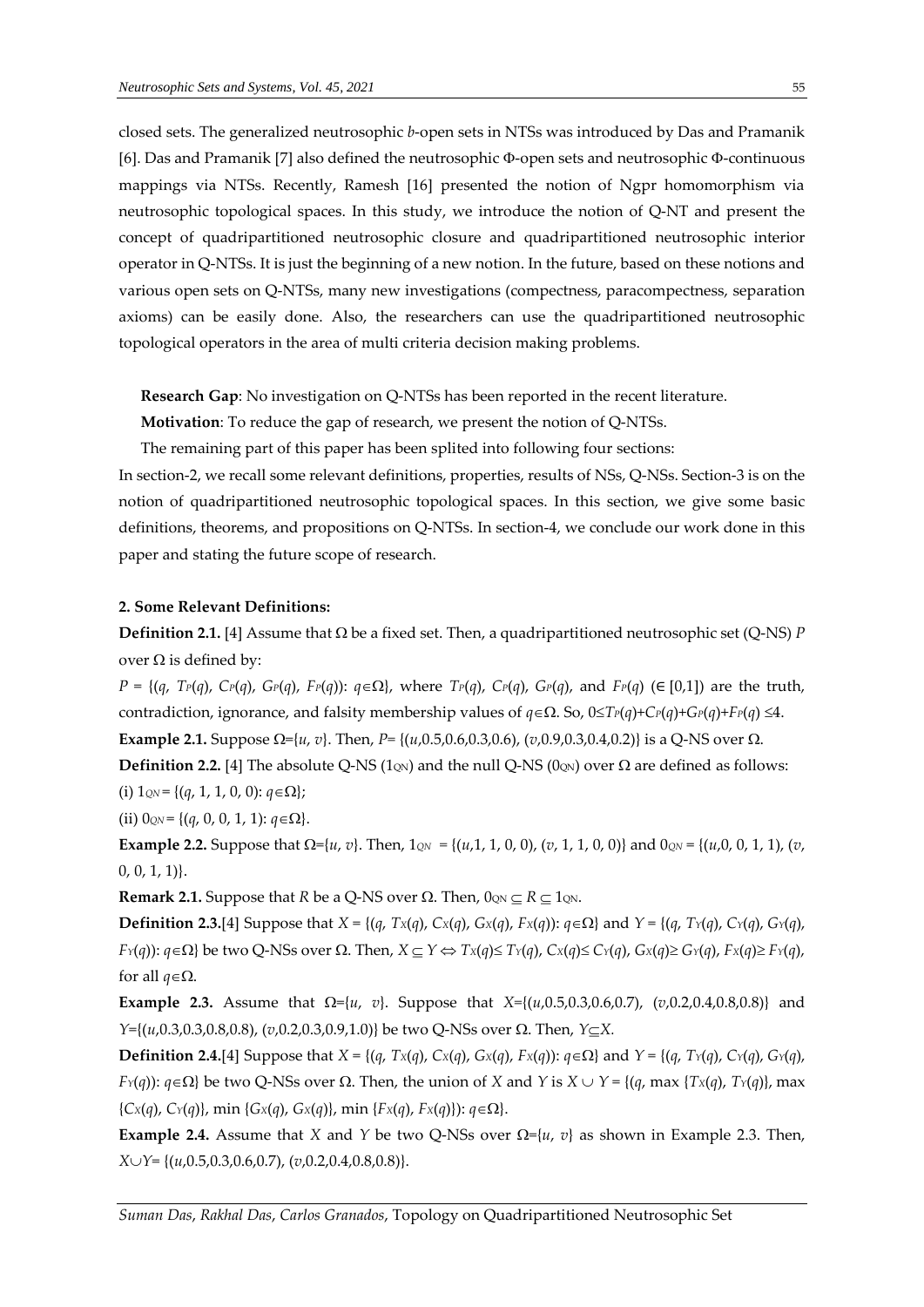closed sets. The generalized neutrosophic *b*-open sets in NTSs was introduced by Das and Pramanik [6]. Das and Pramanik [7] also defined the neutrosophic Φ-open sets and neutrosophic Φ-continuous mappings via NTSs. Recently, Ramesh [16] presented the notion of Ngpr homomorphism via neutrosophic topological spaces. In this study, we introduce the notion of Q-NT and present the concept of quadripartitioned neutrosophic closure and quadripartitioned neutrosophic interior operator in Q-NTSs. It is just the beginning of a new notion. In the future, based on these notions and various open sets on Q-NTSs, many new investigations (compectness, paracompectness, separation axioms) can be easily done. Also, the researchers can use the quadripartitioned neutrosophic topological operators in the area of multi criteria decision making problems.

**Research Gap**: No investigation on Q-NTSs has been reported in the recent literature.

**Motivation**: To reduce the gap of research, we present the notion of Q-NTSs.

The remaining part of this paper has been splited into following four sections:

In section-2, we recall some relevant definitions, properties, results of NSs, Q-NSs. Section-3 is on the notion of quadripartitioned neutrosophic topological spaces. In this section, we give some basic definitions, theorems, and propositions on Q-NTSs. In section-4, we conclude our work done in this paper and stating the future scope of research.

## 2. Some Relevant Definitions:

**Definition 2.1.** [4] Assume that $\Omega$ be a fixed set. Then, a quadripartitioned neutrosophic set (Q-NS) $P$ over $\Omega$ is defined by:

$P = \{(q, T_P(q), C_P(q), G_P(q), F_P(q)): q\in\Omega\}$, where $T_P(q)$, $C_P(q)$, $G_P(q)$, and $F_P(q)$ ($\in [0,1]$) are the truth, contradiction, ignorance, and falsity membership values of $q\in\Omega$. So, $0\leq T_P(q)+C_P(q)+G_P(q)+F_P(q) \leq 4$.

**Example 2.1.** Suppose $\Omega=\{u, v\}$. Then, $P=\{(u,0.5,0.6,0.3,0.6), (v,0.9,0.3,0.4,0.2)\}$ is a Q-NS over $\Omega$.

**Definition 2.2.** [4] The absolute Q-NS ($1_{QN}$) and the null Q-NS ($0_{QN}$) over $\Omega$ are defined as follows:

(i) $1_{QN} = \{(q, 1, 1, 0, 0): q\in\Omega\}$;

(ii) $0_{QN} = \{(q, 0, 0, 1, 1): q\in\Omega\}$.

**Example 2.2.** Suppose that $\Omega=\{u, v\}$. Then, $1_{QN} = \{(u,1, 1, 0, 0), (v, 1, 1, 0, 0)\}$ and $0_{QN} = \{(u,0, 0, 1, 1), (v, 0, 0, 1, 1)\}$.

**Remark 2.1.** Suppose that $R$ be a Q-NS over $\Omega$. Then, $0_{QN} \subseteq R \subseteq 1_{QN}$.

**Definition 2.3.**[4] Suppose that $X = \{(q, T_X(q), C_X(q), G_X(q), F_X(q)): q\in\Omega\}$ and $Y = \{(q, T_Y(q), C_Y(q), G_Y(q), F_Y(q)): q\in\Omega\}$ be two Q-NSs over $\Omega$. Then, $X \subseteq Y \Leftrightarrow T_X(q)\leq T_Y(q)$, $C_X(q)\leq C_Y(q)$, $G_X(q)\geq G_Y(q)$, $F_X(q)\geq F_Y(q)$, for all $q\in\Omega$.

**Example 2.3.** Assume that $\Omega=\{u, v\}$. Suppose that $X=\{(u,0.5,0.3,0.6,0.7), (v,0.2,0.4,0.8,0.8)\}$ and $Y=\{(u,0.3,0.3,0.8,0.8), (v,0.2,0.3,0.9,1.0)\}$ be two Q-NSs over $\Omega$. Then, $Y\subseteq X$.

**Definition 2.4.**[4] Suppose that $X = \{(q, T_X(q), C_X(q), G_X(q), F_X(q)): q\in\Omega\}$ and $Y = \{(q, T_Y(q), C_Y(q), G_Y(q), F_Y(q)): q\in\Omega\}$ be two Q-NSs over $\Omega$. Then, the union of $X$ and $Y$ is $X \cup Y = \{(q, \max \{T_X(q), T_Y(q)\}, \max \{C_X(q), C_Y(q)\}, \min \{G_X(q), G_X(q)\}, \min \{F_X(q), F_X(q)\}): q\in\Omega\}$.

**Example 2.4.** Assume that $X$ and $Y$ be two Q-NSs over $\Omega=\{u, v\}$ as shown in Example 2.3. Then, $X\cup Y= \{(u,0.5,0.3,0.6,0.7), (v,0.2,0.4,0.8,0.8)\}$.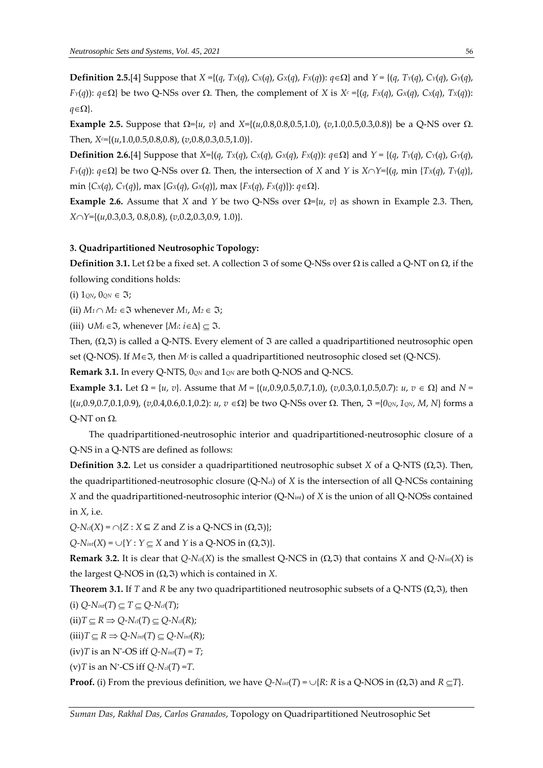**Definition 2.5.**[4] Suppose that $X$ ={($q$, $T_X(q)$, $C_X(q)$, $G_X(q)$, $F_X(q)$): $q\in\Omega$} and $Y$ = {($q$, $T_Y(q)$, $C_Y(q)$, $G_Y(q)$, $F_Y(q)$): $q\in\Omega$} be two Q-NSs over $\Omega$. Then, the complement of $X$ is $X^c$ ={($q$, $F_X(q)$, $G_X(q)$, $C_X(q)$, $T_X(q)$): $q\in\Omega$}.

**Example 2.5.** Suppose that $\Omega$={$u$, $v$} and $X$={($u$,0.8,0.8,0.5,1.0), ($v$,1.0,0.5,0.3,0.8)} be a Q-NS over $\Omega$. Then, $X^c$={($u$,1.0,0.5,0.8,0.8), ($v$,0.8,0.3,0.5,1.0)}.

**Definition 2.6.**[4] Suppose that $X$={($q$, $T_X(q)$, $C_X(q)$, $G_X(q)$, $F_X(q)$): $q\in\Omega$} and $Y$ = {($q$, $T_Y(q)$, $C_Y(q)$, $G_Y(q)$, $F_Y(q)$): $q\in\Omega$} be two Q-NSs over $\Omega$. Then, the intersection of $X$ and $Y$ is $X\cap Y$={($q$, min {$T_X(q)$, $T_Y(q)$}, min {$C_X(q)$, $C_Y(q)$}, max {$G_X(q)$, $G_X(q)$}, max {$F_X(q)$, $F_X(q)$}): $q\in\Omega$}.

**Example 2.6.** Assume that $X$ and $Y$ be two Q-NSs over $\Omega$={$u$, $v$} as shown in Example 2.3. Then, $X\cap Y$={($u$,0.3,0.3, 0.8,0.8), ($v$,0.2,0.3,0.9, 1.0)}.

### 3. Quadripartitioned Neutrosophic Topology:

**Definition 3.1.** Let $\Omega$ be a fixed set. A collection $\Im$ of some Q-NSs over $\Omega$ is called a Q-NT on $\Omega$, if the following conditions holds:

(i) $1_{QN}$, $0_{QN}\in\Im$;

(ii) $M_1\cap M_2\in\Im$ whenever $M_1$, $M_2\in\Im$;

(iii) $\cup M_i\in\Im$, whenever {$M_i$: $i\in\Delta$} $\subseteq\Im$.

Then, ($\Omega$,$\Im$) is called a Q-NTS. Every element of $\Im$ are called a quadripartitioned neutrosophic open set (Q-NOS). If $M\in\Im$, then $M^c$ is called a quadripartitioned neutrosophic closed set (Q-NCS).

**Remark 3.1.** In every Q-NTS, $0_{QN}$ and $1_{QN}$ are both Q-NOS and Q-NCS.

**Example 3.1.** Let $\Omega$ = {$u$, $v$}. Assume that $M$ = {($u$,0.9,0.5,0.7,1.0), ($v$,0.3,0.1,0.5,0.7): $u$, $v\in\Omega$} and $N$ = {($u$,0.9,0.7,0.1,0.9), ($v$,0.4,0.6,0.1,0.2): $u$, $v\in\Omega$} be two Q-NSs over $\Omega$. Then, $\Im$ ={$0_{QN}$, $1_{QN}$, $M$, $N$} forms a Q-NT on $\Omega$.

The quadripartitioned-neutrosophic interior and quadripartitioned-neutrosophic closure of a Q-NS in a Q-NTS are defined as follows:

**Definition 3.2.** Let us consider a quadripartitioned neutrosophic subset $X$ of a Q-NTS ($\Omega$,$\Im$). Then, the quadripartitioned-neutrosophic closure (Q-$N_{cl}$) of $X$ is the intersection of all Q-NCSs containing $X$ and the quadripartitioned-neutrosophic interior (Q-$N_{int}$) of $X$ is the union of all Q-NOSs contained in $X$, i.e.

$Q\text{-}N_{cl}(X)=\cap\{Z : X\subseteq Z$ and $Z$ is a Q-NCS in $(\Omega,\Im)\}$;

$Q\text{-}N_{int}(X)=\cup\{Y : Y\subseteq X$ and $Y$ is a Q-NOS in $(\Omega,\Im)\}$.

**Remark 3.2.** It is clear that $Q\text{-}N_{cl}(X)$ is the smallest Q-NCS in ($\Omega$,$\Im$) that contains $X$ and $Q\text{-}N_{int}(X)$ is the largest Q-NOS in ($\Omega$,$\Im$) which is contained in $X$.

**Theorem 3.1.** If $T$ and $R$ be any two quadripartitioned neutrosophic subsets of a Q-NTS ($\Omega$,$\Im$), then

(i) $Q\text{-}N_{int}(T)\subseteq T\subseteq Q\text{-}N_{cl}(T)$;

(ii) $T\subseteq R\Rightarrow Q\text{-}N_{cl}(T)\subseteq Q\text{-}N_{cl}(R)$;

(iii) $T\subseteq R\Rightarrow Q\text{-}N_{int}(T)\subseteq Q\text{-}N_{int}(R)$;

(iv) $T$ is an $N^*$-OS iff $Q\text{-}N_{int}(T)=T$;

(v) $T$ is an $N^*$-CS iff $Q\text{-}N_{cl}(T)=T$.

**Proof.** (i) From the previous definition, we have $Q\text{-}N_{int}(T)=\cup\{R$: $R$ is a Q-NOS in $(\Omega,\Im)$ and $R\subseteq T\}$.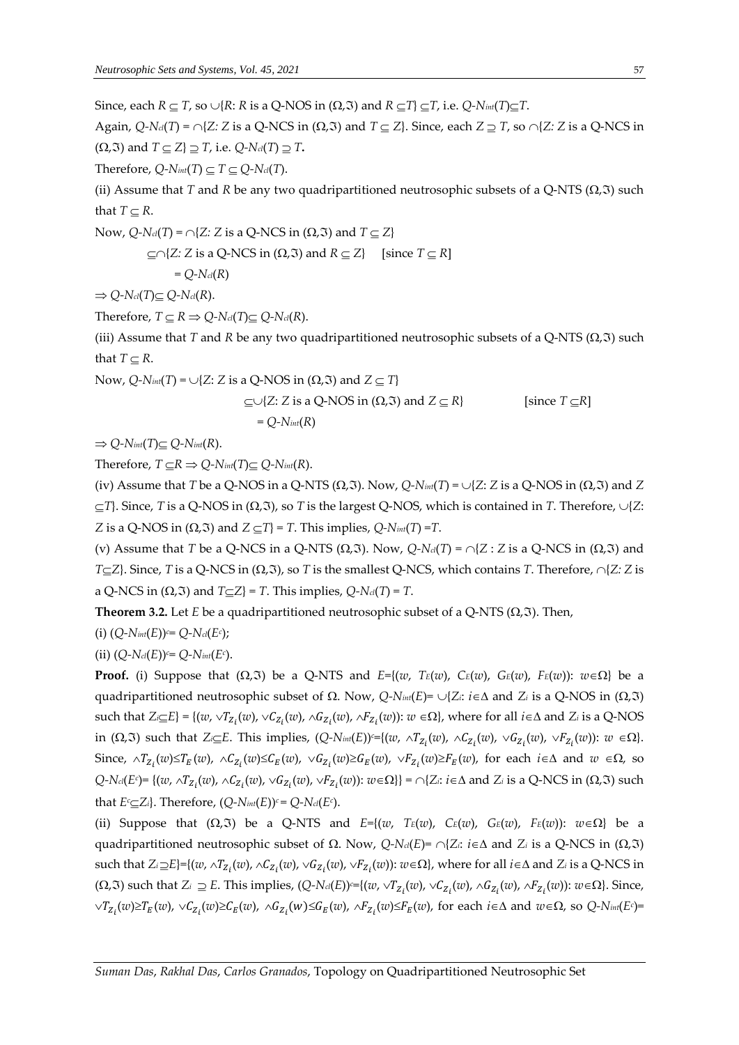Since, each $R \subseteq T$, so $\cup\{R: R$ is a Q-NOS in $(\Omega,\Im)$ and $R \subseteq T\} \subseteq T$, i.e. $Q\text{-}N_{int}(T) \subseteq T$.

Again, $Q\text{-}N_{cl}(T) = \cap\{Z: Z$ is a Q-NCS in $(\Omega,\Im)$ and $T \subseteq Z\}$. Since, each $Z \supseteq T$, so $\cap\{Z: Z$ is a Q-NCS in $(\Omega,\Im)$ and $T \subseteq Z\} \supseteq T$, i.e. $Q\text{-}N_{cl}(T) \supseteq T$.

Therefore, $Q\text{-}N_{int}(T) \subseteq T \subseteq Q\text{-}N_{cl}(T)$.

(ii) Assume that $T$ and $R$ be any two quadripartitioned neutrosophic subsets of a Q-NTS $(\Omega,\Im)$ such that $T \subseteq R$.

Now, $Q\text{-}N_{cl}(T) = \cap\{Z: Z$ is a Q-NCS in $(\Omega,\Im)$ and $T \subseteq Z\}$

$\subseteq \cap\{Z: Z$ is a Q-NCS in $(\Omega,\Im)$ and $R \subseteq Z\}$ [since $T \subseteq R$]

$= Q\text{-}N_{cl}(R)$

$\Rightarrow Q\text{-}N_{cl}(T) \subseteq Q\text{-}N_{cl}(R)$.

Therefore, $T \subseteq R \Rightarrow Q\text{-}N_{cl}(T) \subseteq Q\text{-}N_{cl}(R)$.

(iii) Assume that $T$ and $R$ be any two quadripartitioned neutrosophic subsets of a Q-NTS $(\Omega,\Im)$ such that $T \subseteq R$.

Now, $Q\text{-}N_{int}(T) = \cup\{Z: Z$ is a Q-NOS in $(\Omega,\Im)$ and $Z \subseteq T\}$

$\subseteq \cup\{Z: Z$ is a Q-NOS in $(\Omega,\Im)$ and $Z \subseteq R\}$ [since $T \subseteq R$]

$= Q\text{-}N_{int}(R)$

$\Rightarrow Q\text{-}N_{int}(T) \subseteq Q\text{-}N_{int}(R)$.

Therefore, $T \subseteq R \Rightarrow Q\text{-}N_{int}(T) \subseteq Q\text{-}N_{int}(R)$.

(iv) Assume that $T$ be a Q-NOS in a Q-NTS $(\Omega,\Im)$. Now, $Q\text{-}N_{int}(T) = \cup\{Z: Z$ is a Q-NOS in $(\Omega,\Im)$ and $Z \subseteq T\}$. Since, $T$ is a Q-NOS in $(\Omega,\Im)$, so $T$ is the largest Q-NOS, which is contained in $T$. Therefore, $\cup\{Z: Z$ is a Q-NOS in $(\Omega,\Im)$ and $Z \subseteq T\} = T$. This implies, $Q\text{-}N_{int}(T) = T$.

(v) Assume that $T$ be a Q-NCS in a Q-NTS $(\Omega,\Im)$. Now, $Q\text{-}N_{cl}(T) = \cap\{Z : Z$ is a Q-NCS in $(\Omega,\Im)$ and $T \subseteq Z\}$. Since, $T$ is a Q-NCS in $(\Omega,\Im)$, so $T$ is the smallest Q-NCS, which contains $T$. Therefore, $\cap\{Z: Z$ is a Q-NCS in $(\Omega,\Im)$ and $T \subseteq Z\} = T$. This implies, $Q\text{-}N_{cl}(T) = T$.

**Theorem 3.2.** Let $E$ be a quadripartitioned neutrosophic subset of a Q-NTS $(\Omega,\Im)$. Then,

(i) $(Q\text{-}N_{int}(E))^c = Q\text{-}N_{cl}(E^c)$;

(ii) $(Q\text{-}N_{cl}(E))^c = Q\text{-}N_{int}(E^c)$.

**Proof.** (i) Suppose that $(\Omega,\Im)$ be a Q-NTS and $E=\{(w, T_E(w), C_E(w), G_E(w), F_E(w)): w \in \Omega\}$ be a quadripartitioned neutrosophic subset of $\Omega$. Now, $Q\text{-}N_{int}(E) = \cup\{Z_i: i \in \Delta$ and $Z_i$ is a Q-NOS in $(\Omega,\Im)$ such that $Z_i \subseteq E\} = \{(w, \vee T_{Z_i}(w), \vee C_{Z_i}(w), \wedge G_{Z_i}(w), \wedge F_{Z_i}(w)): w \in \Omega\}$, where for all $i \in \Delta$ and $Z_i$ is a Q-NOS in $(\Omega,\Im)$ such that $Z_i \subseteq E$. This implies, $(Q\text{-}N_{int}(E))^c = \{(w, \wedge T_{Z_i}(w), \wedge C_{Z_i}(w), \vee G_{Z_i}(w), \vee F_{Z_i}(w)): w \in \Omega\}$. Since, $\wedge T_{Z_i}(w) \leq T_E(w)$, $\wedge C_{Z_i}(w) \leq C_E(w)$, $\vee G_{Z_i}(w) \geq G_E(w)$, $\vee F_{Z_i}(w) \geq F_E(w)$, for each $i \in \Delta$ and $w \in \Omega$, so $Q\text{-}N_{cl}(E^c) = \{(w, \wedge T_{Z_i}(w), \wedge C_{Z_i}(w), \vee G_{Z_i}(w), \vee F_{Z_i}(w)): w \in \Omega\}\} = \cap\{Z_i: i \in \Delta$ and $Z_i$ is a Q-NCS in $(\Omega,\Im)$ such that $E^c \subseteq Z_i\}$. Therefore, $(Q\text{-}N_{int}(E))^c = Q\text{-}N_{cl}(E^c)$.

(ii) Suppose that $(\Omega,\Im)$ be a Q-NTS and $E=\{(w, T_E(w), C_E(w), G_E(w), F_E(w)): w \in \Omega\}$ be a quadripartitioned neutrosophic subset of $\Omega$. Now, $Q\text{-}N_{cl}(E) = \cap\{Z_i: i \in \Delta$ and $Z_i$ is a Q-NCS in $(\Omega,\Im)$ such that $Z_i \supseteq E\} = \{(w, \wedge T_{Z_i}(w), \wedge C_{Z_i}(w), \vee G_{Z_i}(w), \vee F_{Z_i}(w)): w \in \Omega\}$, where for all $i \in \Delta$ and $Z_i$ is a Q-NCS in $(\Omega,\Im)$ such that $Z_i \supseteq E$. This implies, $(Q\text{-}N_{cl}(E))^c = \{(w, \vee T_{Z_i}(w), \vee C_{Z_i}(w), \wedge G_{Z_i}(w), \wedge F_{Z_i}(w)): w \in \Omega\}$. Since, $\vee T_{Z_i}(w) \geq T_E(w)$, $\vee C_{Z_i}(w) \geq C_E(w)$, $\wedge G_{Z_i}(w) \leq G_E(w)$, $\wedge F_{Z_i}(w) \leq F_E(w)$, for each $i \in \Delta$ and $w \in \Omega$, so $Q\text{-}N_{int}(E^c)=$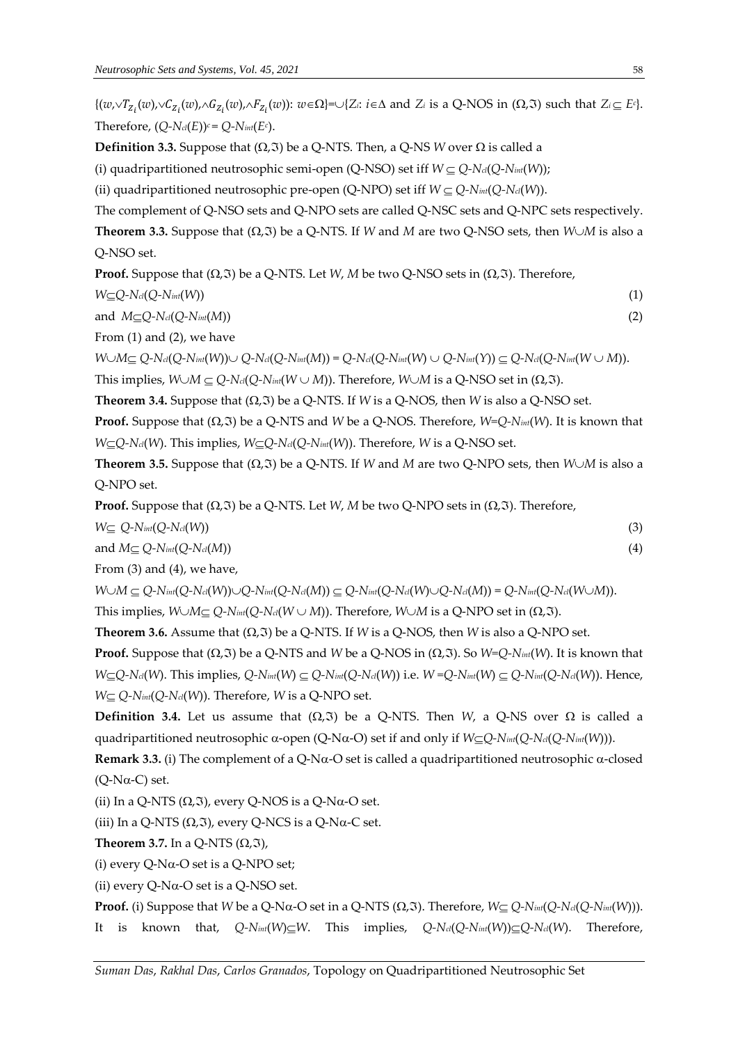$\{(w,\vee T_{Z_i}(w),\vee C_{Z_i}(w),\wedge G_{Z_i}(w),\wedge F_{Z_i}(w))\colon w\in\Omega\}=\cup\{Z_i\colon i\in\Delta$ and $Z_i$ is a Q-NOS in $(\Omega,\mathfrak{I})$ such that $Z_i\subseteq E^c\}$. Therefore, $(Q\text{-}N_{cl}(E))^c = Q\text{-}N_{int}(E^c)$.

**Definition 3.3.** Suppose that $(\Omega,\mathfrak{I})$ be a Q-NTS. Then, a Q-NS $W$ over $\Omega$ is called a

(i) quadripartitioned neutrosophic semi-open (Q-NSO) set iff $W\subseteq Q\text{-}N_{cl}(Q\text{-}N_{int}(W))$;

(ii) quadripartitioned neutrosophic pre-open (Q-NPO) set iff $W\subseteq Q\text{-}N_{int}(Q\text{-}N_{cl}(W))$.

The complement of Q-NSO sets and Q-NPO sets are called Q-NSC sets and Q-NPC sets respectively.

**Theorem 3.3.** Suppose that $(\Omega,\mathfrak{I})$ be a Q-NTS. If $W$ and $M$ are two Q-NSO sets, then $W\cup M$ is also a Q-NSO set.

**Proof.** Suppose that $(\Omega,\mathfrak{I})$ be a Q-NTS. Let $W$, $M$ be two Q-NSO sets in $(\Omega,\mathfrak{I})$. Therefore,

$$W\subseteq Q\text{-}N_{cl}(Q\text{-}N_{int}(W)) \tag{1}$$

and $$M\subseteq Q\text{-}N_{cl}(Q\text{-}N_{int}(M)) \tag{2}$$

From (1) and (2), we have

$W\cup M\subseteq Q\text{-}N_{cl}(Q\text{-}N_{int}(W))\cup Q\text{-}N_{cl}(Q\text{-}N_{int}(M)) = Q\text{-}N_{cl}(Q\text{-}N_{int}(W)\cup Q\text{-}N_{int}(Y))\subseteq Q\text{-}N_{cl}(Q\text{-}N_{int}(W\cup M))$.

This implies, $W\cup M\subseteq Q\text{-}N_{cl}(Q\text{-}N_{int}(W\cup M))$. Therefore, $W\cup M$ is a Q-NSO set in $(\Omega,\mathfrak{I})$.

**Theorem 3.4.** Suppose that $(\Omega,\mathfrak{I})$ be a Q-NTS. If $W$ is a Q-NOS, then $W$ is also a Q-NSO set.

**Proof.** Suppose that $(\Omega,\mathfrak{I})$ be a Q-NTS and $W$ be a Q-NOS. Therefore, $W=Q\text{-}N_{int}(W)$. It is known that $W\subseteq Q\text{-}N_{cl}(W)$. This implies, $W\subseteq Q\text{-}N_{cl}(Q\text{-}N_{int}(W))$. Therefore, $W$ is a Q-NSO set.

**Theorem 3.5.** Suppose that $(\Omega,\mathfrak{I})$ be a Q-NTS. If $W$ and $M$ are two Q-NPO sets, then $W\cup M$ is also a Q-NPO set.

**Proof.** Suppose that $(\Omega,\mathfrak{I})$ be a Q-NTS. Let $W$, $M$ be two Q-NPO sets in $(\Omega,\mathfrak{I})$. Therefore,

$$W\subseteq Q\text{-}N_{int}(Q\text{-}N_{cl}(W)) \tag{3}$$

and $$M\subseteq Q\text{-}N_{int}(Q\text{-}N_{cl}(M)) \tag{4}$$

From (3) and (4), we have,

$W\cup M\subseteq Q\text{-}N_{int}(Q\text{-}N_{cl}(W))\cup Q\text{-}N_{int}(Q\text{-}N_{cl}(M))\subseteq Q\text{-}N_{int}(Q\text{-}N_{cl}(W)\cup Q\text{-}N_{cl}(M)) = Q\text{-}N_{int}(Q\text{-}N_{cl}(W\cup M))$.

This implies, $W\cup M\subseteq Q\text{-}N_{int}(Q\text{-}N_{cl}(W\cup M))$. Therefore, $W\cup M$ is a Q-NPO set in $(\Omega,\mathfrak{I})$.

**Theorem 3.6.** Assume that $(\Omega,\mathfrak{I})$ be a Q-NTS. If $W$ is a Q-NOS, then $W$ is also a Q-NPO set.

**Proof.** Suppose that $(\Omega,\mathfrak{I})$ be a Q-NTS and $W$ be a Q-NOS in $(\Omega,\mathfrak{I})$. So $W=Q\text{-}N_{int}(W)$. It is known that $W\subseteq Q\text{-}N_{cl}(W)$. This implies, $Q\text{-}N_{int}(W)\subseteq Q\text{-}N_{int}(Q\text{-}N_{cl}(W))$ i.e. $W=Q\text{-}N_{int}(W)\subseteq Q\text{-}N_{int}(Q\text{-}N_{cl}(W))$. Hence, $W\subseteq Q\text{-}N_{int}(Q\text{-}N_{cl}(W))$. Therefore, $W$ is a Q-NPO set.

**Definition 3.4.** Let us assume that $(\Omega,\mathfrak{I})$ be a Q-NTS. Then $W$, a Q-NS over $\Omega$ is called a quadripartitioned neutrosophic $\alpha$-open (Q-N$\alpha$-O) set if and only if $W\subseteq Q\text{-}N_{int}(Q\text{-}N_{cl}(Q\text{-}N_{int}(W)))$.

**Remark 3.3.** (i) The complement of a Q-N$\alpha$-O set is called a quadripartitioned neutrosophic $\alpha$-closed (Q-N$\alpha$-C) set.

(ii) In a Q-NTS $(\Omega,\mathfrak{I})$, every Q-NOS is a Q-N$\alpha$-O set.

(iii) In a Q-NTS $(\Omega,\mathfrak{I})$, every Q-NCS is a Q-N$\alpha$-C set.

**Theorem 3.7.** In a Q-NTS $(\Omega,\mathfrak{I})$,

(i) every Q-N$\alpha$-O set is a Q-NPO set;

(ii) every Q-N$\alpha$-O set is a Q-NSO set.

**Proof.** (i) Suppose that $W$ be a Q-N$\alpha$-O set in a Q-NTS $(\Omega,\mathfrak{I})$. Therefore, $W\subseteq Q\text{-}N_{int}(Q\text{-}N_{cl}(Q\text{-}N_{int}(W)))$. It is known that, $Q\text{-}N_{int}(W)\subseteq W$. This implies, $Q\text{-}N_{cl}(Q\text{-}N_{int}(W))\subseteq Q\text{-}N_{cl}(W)$. Therefore,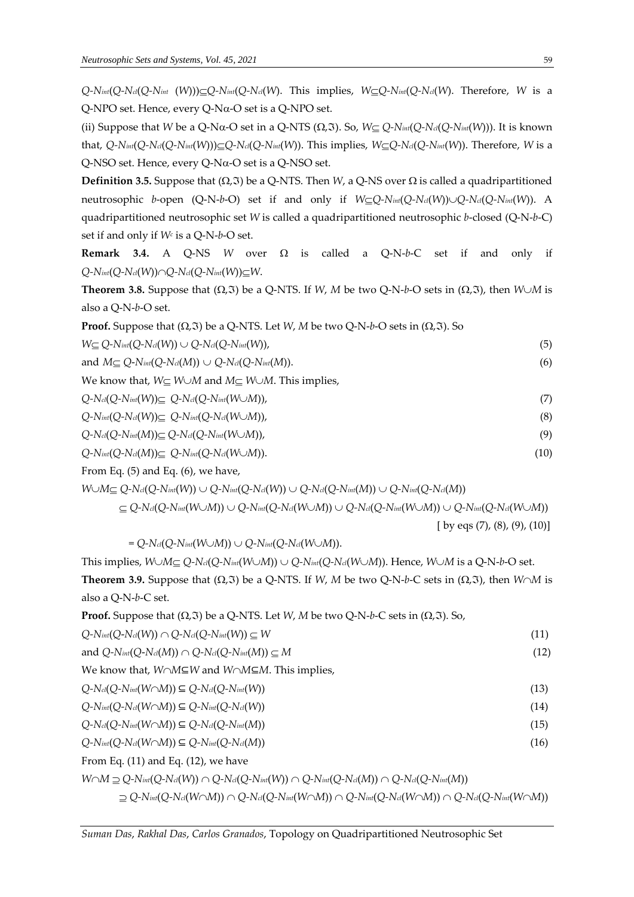$Q\text{-}N_{int}(Q\text{-}N_{cl}(Q\text{-}N_{int}(W)))\subseteq Q\text{-}N_{int}(Q\text{-}N_{cl}(W)$. This implies, $W\subseteq Q\text{-}N_{int}(Q\text{-}N_{cl}(W)$. Therefore, $W$ is a Q-NPO set. Hence, every Q-Nα-O set is a Q-NPO set.

(ii) Suppose that $W$ be a Q-Nα-O set in a Q-NTS $(\Omega,\mathfrak{I})$. So, $W\subseteq Q\text{-}N_{int}(Q\text{-}N_{cl}(Q\text{-}N_{int}(W)))$. It is known that, $Q\text{-}N_{int}(Q\text{-}N_{cl}(Q\text{-}N_{int}(W)))\subseteq Q\text{-}N_{cl}(Q\text{-}N_{int}(W))$. This implies, $W\subseteq Q\text{-}N_{cl}(Q\text{-}N_{int}(W))$. Therefore, $W$ is a Q-NSO set. Hence, every Q-Nα-O set is a Q-NSO set.

**Definition 3.5.** Suppose that $(\Omega,\mathfrak{I})$ be a Q-NTS. Then $W$, a Q-NS over $\Omega$ is called a quadripartitioned neutrosophic $b$-open (Q-N-$b$-O) set if and only if $W\subseteq Q\text{-}N_{int}(Q\text{-}N_{cl}(W))\cup Q\text{-}N_{cl}(Q\text{-}N_{int}(W))$. A quadripartitioned neutrosophic set $W$ is called a quadripartitioned neutrosophic $b$-closed (Q-N-$b$-C) set if and only if $W^c$ is a Q-N-$b$-O set.

**Remark 3.4.** A Q-NS $W$ over $\Omega$ is called a Q-N-$b$-C set if and only if $Q\text{-}N_{int}(Q\text{-}N_{cl}(W))\cap Q\text{-}N_{cl}(Q\text{-}N_{int}(W))\subseteq W$.

**Theorem 3.8.** Suppose that $(\Omega,\mathfrak{I})$ be a Q-NTS. If $W$, $M$ be two Q-N-$b$-O sets in $(\Omega,\mathfrak{I})$, then $W\cup M$ is also a Q-N-$b$-O set.

**Proof.** Suppose that $(\Omega,\mathfrak{I})$ be a Q-NTS. Let $W$, $M$ be two Q-N-$b$-O sets in $(\Omega,\mathfrak{I})$. So

$$W\subseteq Q\text{-}N_{int}(Q\text{-}N_{cl}(W)) \cup Q\text{-}N_{cl}(Q\text{-}N_{int}(W)), \tag{5}$$

$$\text{and } M\subseteq Q\text{-}N_{int}(Q\text{-}N_{cl}(M)) \cup Q\text{-}N_{cl}(Q\text{-}N_{int}(M)). \tag{6}$$

We know that, $W\subseteq W\cup M$ and $M\subseteq W\cup M$. This implies,

$$Q\text{-}N_{cl}(Q\text{-}N_{int}(W))\subseteq Q\text{-}N_{cl}(Q\text{-}N_{int}(W\cup M)), \tag{7}$$

$$Q\text{-}N_{int}(Q\text{-}N_{cl}(W))\subseteq Q\text{-}N_{int}(Q\text{-}N_{cl}(W\cup M)), \tag{8}$$

$$Q\text{-}N_{cl}(Q\text{-}N_{int}(M))\subseteq Q\text{-}N_{cl}(Q\text{-}N_{int}(W\cup M)), \tag{9}$$

$$Q\text{-}N_{int}(Q\text{-}N_{cl}(M))\subseteq Q\text{-}N_{int}(Q\text{-}N_{cl}(W\cup M)). \tag{10}$$

From Eq. (5) and Eq. (6), we have,

$$\begin{aligned} W\cup M &\subseteq Q\text{-}N_{cl}(Q\text{-}N_{int}(W)) \cup Q\text{-}N_{int}(Q\text{-}N_{cl}(W)) \cup Q\text{-}N_{cl}(Q\text{-}N_{int}(M)) \cup Q\text{-}N_{int}(Q\text{-}N_{cl}(M)) \\ &\subseteq Q\text{-}N_{cl}(Q\text{-}N_{int}(W\cup M)) \cup Q\text{-}N_{int}(Q\text{-}N_{cl}(W\cup M)) \cup Q\text{-}N_{cl}(Q\text{-}N_{int}(W\cup M)) \cup Q\text{-}N_{int}(Q\text{-}N_{cl}(W\cup M)) \\ &\qquad \text{[ by eqs (7), (8), (9), (10)]} \\ &= Q\text{-}N_{cl}(Q\text{-}N_{int}(W\cup M)) \cup Q\text{-}N_{int}(Q\text{-}N_{cl}(W\cup M)). \end{aligned}$$

This implies, $W\cup M\subseteq Q\text{-}N_{cl}(Q\text{-}N_{int}(W\cup M)) \cup Q\text{-}N_{int}(Q\text{-}N_{cl}(W\cup M))$. Hence, $W\cup M$ is a Q-N-$b$-O set.

**Theorem 3.9.** Suppose that $(\Omega,\mathfrak{I})$ be a Q-NTS. If $W$, $M$ be two Q-N-$b$-C sets in $(\Omega,\mathfrak{I})$, then $W\cap M$ is also a Q-N-$b$-C set.

**Proof.** Suppose that $(\Omega,\mathfrak{I})$ be a Q-NTS. Let $W$, $M$ be two Q-N-$b$-C sets in $(\Omega,\mathfrak{I})$. So,

$$Q\text{-}N_{int}(Q\text{-}N_{cl}(W)) \cap Q\text{-}N_{cl}(Q\text{-}N_{int}(W)) \subseteq W \tag{11}$$

$$\text{and } Q\text{-}N_{int}(Q\text{-}N_{cl}(M)) \cap Q\text{-}N_{cl}(Q\text{-}N_{int}(M)) \subseteq M \tag{12}$$

We know that, $W\cap M\subseteq W$ and $W\cap M\subseteq M$. This implies,

$$Q\text{-}N_{cl}(Q\text{-}N_{int}(W\cap M)) \subseteq Q\text{-}N_{cl}(Q\text{-}N_{int}(W)) \tag{13}$$

$$Q\text{-}N_{int}(Q\text{-}N_{cl}(W\cap M)) \subseteq Q\text{-}N_{int}(Q\text{-}N_{cl}(W)) \tag{14}$$

$$Q\text{-}N_{cl}(Q\text{-}N_{int}(W\cap M)) \subseteq Q\text{-}N_{cl}(Q\text{-}N_{int}(M)) \tag{15}$$

$$Q\text{-}N_{int}(Q\text{-}N_{cl}(W\cap M)) \subseteq Q\text{-}N_{int}(Q\text{-}N_{cl}(M)) \tag{16}$$

From Eq. (11) and Eq. (12), we have

$$\begin{aligned} W\cap M &\supseteq Q\text{-}N_{int}(Q\text{-}N_{cl}(W)) \cap Q\text{-}N_{cl}(Q\text{-}N_{int}(W)) \cap Q\text{-}N_{int}(Q\text{-}N_{cl}(M)) \cap Q\text{-}N_{cl}(Q\text{-}N_{int}(M)) \\ &\supseteq Q\text{-}N_{int}(Q\text{-}N_{cl}(W\cap M)) \cap Q\text{-}N_{cl}(Q\text{-}N_{int}(W\cap M)) \cap Q\text{-}N_{int}(Q\text{-}N_{cl}(W\cap M)) \cap Q\text{-}N_{cl}(Q\text{-}N_{int}(W\cap M)) \end{aligned}$$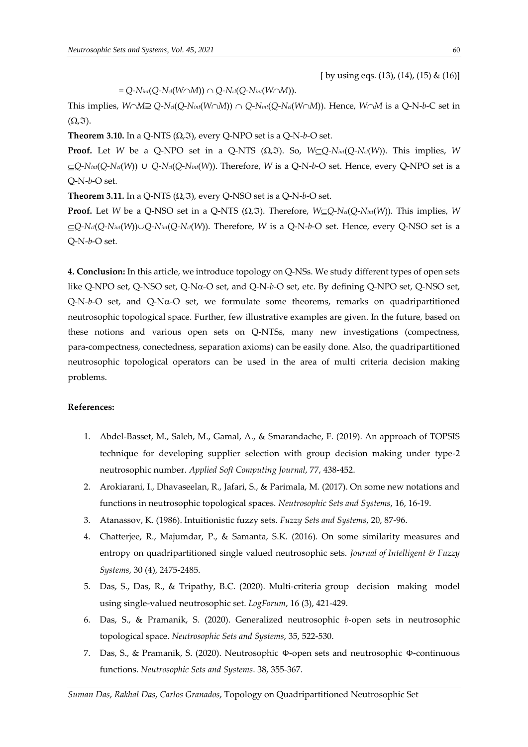[ by using eqs. (13), (14), (15) & (16)]

$= Q\text{-}N_{int}(Q\text{-}N_{cl}(W\cap M)) \cap Q\text{-}N_{cl}(Q\text{-}N_{int}(W\cap M))$.

This implies, $W\cap M \supseteq Q\text{-}N_{cl}(Q\text{-}N_{int}(W\cap M)) \cap Q\text{-}N_{int}(Q\text{-}N_{cl}(W\cap M))$. Hence, $W\cap M$ is a Q-N-*b*-C set in $(\Omega,\Im)$.

**Theorem 3.10.** In a Q-NTS $(\Omega,\Im)$, every Q-NPO set is a Q-N-*b*-O set.

**Proof.** Let $W$ be a Q-NPO set in a Q-NTS $(\Omega,\Im)$. So, $W\subseteq Q\text{-}N_{int}(Q\text{-}N_{cl}(W))$. This implies, $W \subseteq Q\text{-}N_{int}(Q\text{-}N_{cl}(W)) \cup Q\text{-}N_{cl}(Q\text{-}N_{int}(W))$. Therefore, $W$ is a Q-N-*b*-O set. Hence, every Q-NPO set is a Q-N-*b*-O set.

**Theorem 3.11.** In a Q-NTS $(\Omega,\Im)$, every Q-NSO set is a Q-N-*b*-O set.

**Proof.** Let $W$ be a Q-NSO set in a Q-NTS $(\Omega,\Im)$. Therefore, $W\subseteq Q\text{-}N_{cl}(Q\text{-}N_{int}(W))$. This implies, $W \subseteq Q\text{-}N_{cl}(Q\text{-}N_{int}(W)) \cup Q\text{-}N_{int}(Q\text{-}N_{cl}(W))$. Therefore, $W$ is a Q-N-*b*-O set. Hence, every Q-NSO set is a Q-N-*b*-O set.

**4. Conclusion:** In this article, we introduce topology on Q-NSs. We study different types of open sets like Q-NPO set, Q-NSO set, Q-N$\alpha$-O set, and Q-N-*b*-O set, etc. By defining Q-NPO set, Q-NSO set, Q-N-*b*-O set, and Q-N$\alpha$-O set, we formulate some theorems, remarks on quadripartitioned neutrosophic topological space. Further, few illustrative examples are given. In the future, based on these notions and various open sets on Q-NTSs, many new investigations (compectness, para-compectness, conectedness, separation axioms) can be easily done. Also, the quadripartitioned neutrosophic topological operators can be used in the area of multi criteria decision making problems.

**References:**

1. Abdel-Basset, M., Saleh, M., Gamal, A., & Smarandache, F. (2019). An approach of TOPSIS technique for developing supplier selection with group decision making under type-2 neutrosophic number. *Applied Soft Computing Journal*, 77, 438-452.
2. Arokiarani, I., Dhavaseelan, R., Jafari, S., & Parimala, M. (2017). On some new notations and functions in neutrosophic topological spaces. *Neutrosophic Sets and Systems*, 16, 16-19.
3. Atanassov, K. (1986). Intuitionistic fuzzy sets. *Fuzzy Sets and Systems*, 20, 87-96.
4. Chatterjee, R., Majumdar, P., & Samanta, S.K. (2016). On some similarity measures and entropy on quadripartitioned single valued neutrosophic sets. *Journal of Intelligent & Fuzzy Systems*, 30 (4), 2475-2485.
5. Das, S., Das, R., & Tripathy, B.C. (2020). Multi-criteria group decision making model using single-valued neutrosophic set. *LogForum*, 16 (3), 421-429.
6. Das, S., & Pramanik, S. (2020). Generalized neutrosophic *b*-open sets in neutrosophic topological space. *Neutrosophic Sets and Systems*, 35, 522-530.
7. Das, S., & Pramanik, S. (2020). Neutrosophic Φ-open sets and neutrosophic Φ-continuous functions. *Neutrosophic Sets and Systems*. 38, 355-367.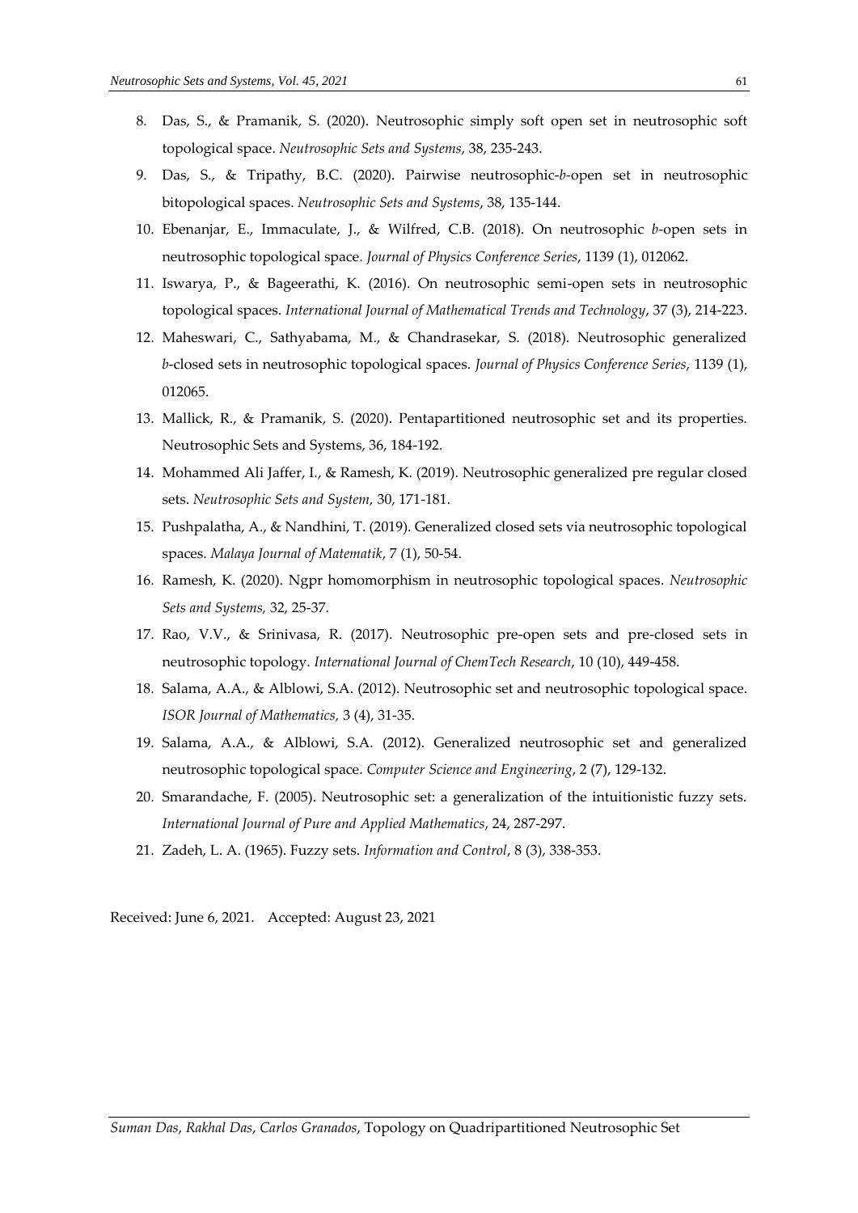8. Das, S., & Pramanik, S. (2020). Neutrosophic simply soft open set in neutrosophic soft topological space. *Neutrosophic Sets and Systems*, 38, 235-243.
9. Das, S., & Tripathy, B.C. (2020). Pairwise neutrosophic-*b*-open set in neutrosophic bitopological spaces. *Neutrosophic Sets and Systems*, 38, 135-144.
10. Ebenanjar, E., Immaculate, J., & Wilfred, C.B. (2018). On neutrosophic *b*-open sets in neutrosophic topological space. *Journal of Physics Conference Series*, 1139 (1), 012062.
11. Iswarya, P., & Bageerathi, K. (2016). On neutrosophic semi-open sets in neutrosophic topological spaces. *International Journal of Mathematical Trends and Technology*, 37 (3), 214-223.
12. Maheswari, C., Sathyabama, M., & Chandrasekar, S. (2018). Neutrosophic generalized *b*-closed sets in neutrosophic topological spaces. *Journal of Physics Conference Series*, 1139 (1), 012065.
13. Mallick, R., & Pramanik, S. (2020). Pentapartitioned neutrosophic set and its properties. Neutrosophic Sets and Systems, 36, 184-192.
14. Mohammed Ali Jaffer, I., & Ramesh, K. (2019). Neutrosophic generalized pre regular closed sets. *Neutrosophic Sets and System,* 30, 171-181.
15. Pushpalatha, A., & Nandhini, T. (2019). Generalized closed sets via neutrosophic topological spaces. *Malaya Journal of Matematik*, 7 (1), 50-54.
16. Ramesh, K. (2020). Ngpr homomorphism in neutrosophic topological spaces. *Neutrosophic Sets and Systems,* 32, 25-37.
17. Rao, V.V., & Srinivasa, R. (2017). Neutrosophic pre-open sets and pre-closed sets in neutrosophic topology. *International Journal of ChemTech Research*, 10 (10), 449-458.
18. Salama, A.A., & Alblowi, S.A. (2012). Neutrosophic set and neutrosophic topological space. *ISOR Journal of Mathematics,* 3 (4), 31-35.
19. Salama, A.A., & Alblowi, S.A. (2012). Generalized neutrosophic set and generalized neutrosophic topological space. *Computer Science and Engineering*, 2 (7), 129-132.
20. Smarandache, F. (2005). Neutrosophic set: a generalization of the intuitionistic fuzzy sets. *International Journal of Pure and Applied Mathematics*, 24, 287-297.
21. Zadeh, L. A. (1965). Fuzzy sets. *Information and Control*, 8 (3), 338-353.

Received: June 6, 2021. Accepted: August 23, 2021